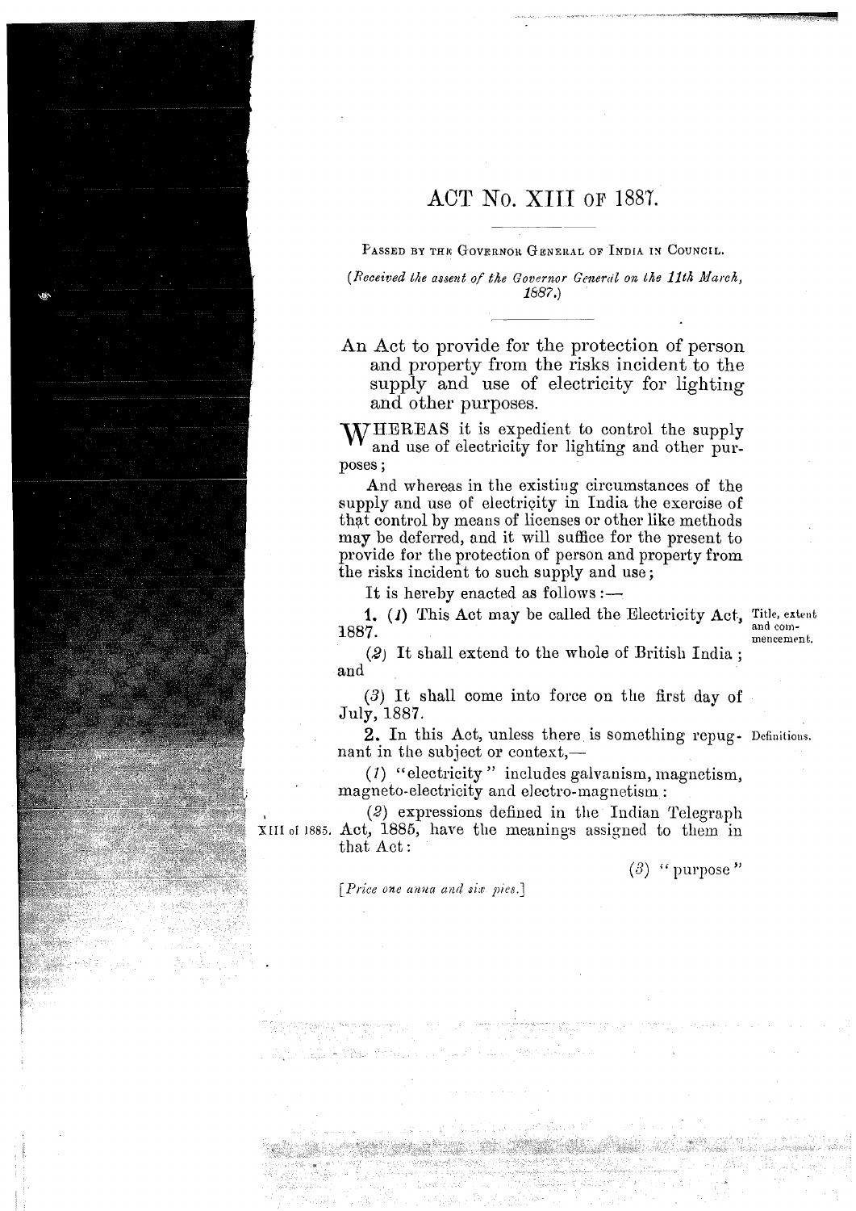# ACT No. XIII OF 1887.

PASSED BY THE GOVERNOR GENERAL OF INDIA IN COUNCIL.

*(Received the assent of the Governor General on the 11th March, 1887.)*

An Act to provide for the protection of person and property from the risks incident to the supply and use of electricity for lighting and other purposes.

WHEREAS it is expedient to control the supply and use of electricity for lighting and other purposes;

And whereas in the existing circumstances of the supply and use of electricity in India the exercise of that control by means of licenses or other like methods may be deferred, and it will suffice for the present to provide for the protection of person and property from the risks incident to such supply and use;

It is hereby enacted as follows:—

Title, extent and commencement.

**1.** (*1*) This Act may be called the Electricity Act, 1887.

(*2*) It shall extend to the whole of British India; and

(*3*) It shall come into force on the first day of July, 1887.

Definitions.

**2.** In this Act, unless there is something repugnant in the subject or context,—

(*1*) "electricity" includes galvanism, magnetism, magneto-electricity and electro-magnetism:

XIII of 1885.

(*2*) expressions defined in the Indian Telegraph Act, 1885, have the meanings assigned to them in that Act:

(*3*) "purpose"

[*Price one anna and six pies.*]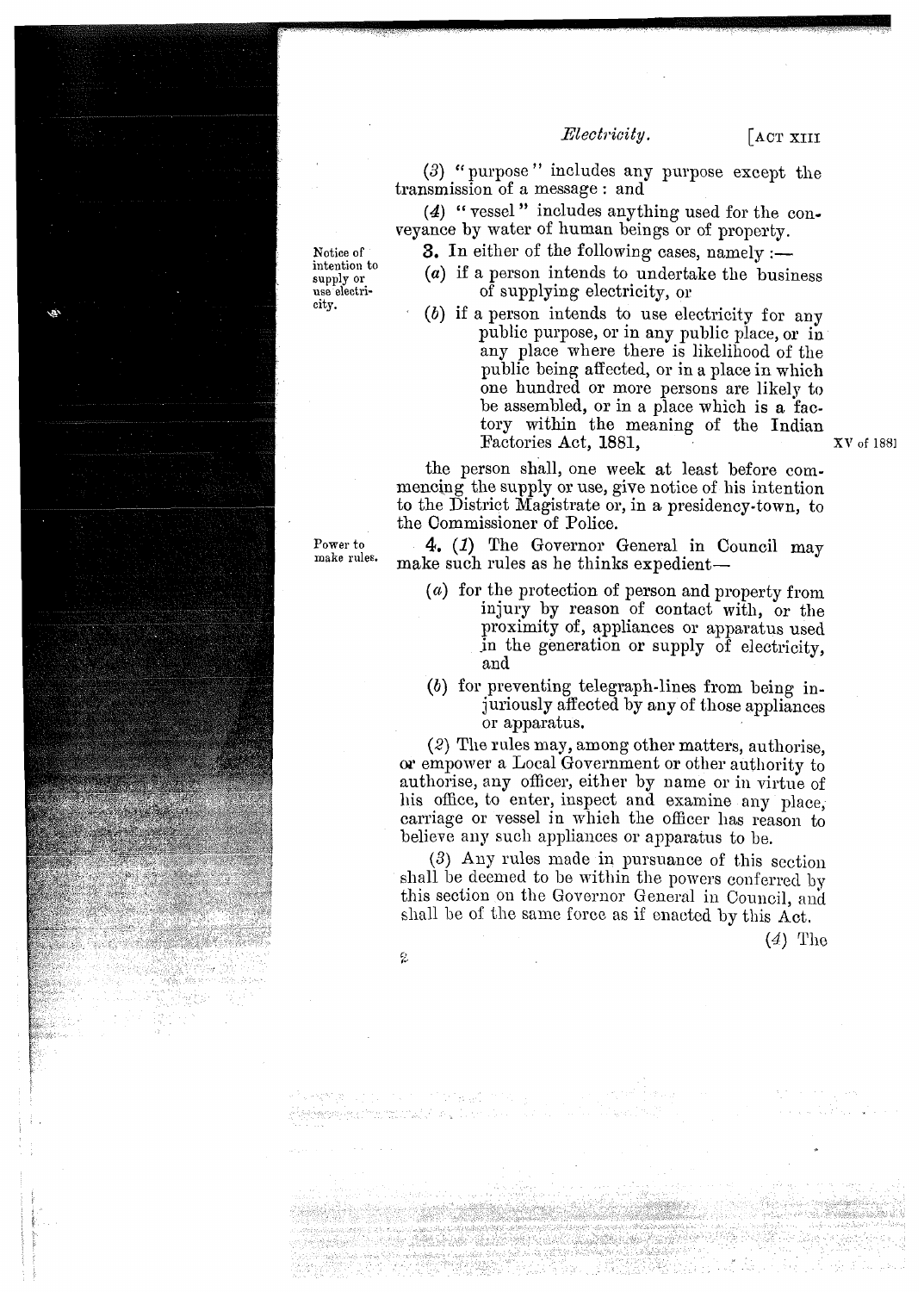(3) "purpose" includes any purpose except the transmission of a message: and

(4) "vessel" includes anything used for the conveyance by water of human beings or of property.

Notice of intention to supply or use electricity.

**3.** In either of the following cases, namely:—

(a) if a person intends to undertake the business of supplying electricity, or

(b) if a person intends to use electricity for any public purpose, or in any public place, or in any place where there is likelihood of the public being affected, or in a place in which one hundred or more persons are likely to be assembled, or in a place which is a factory within the meaning of the Indian Factories Act, 1881, (XV of 1881)

the person shall, one week at least before commencing the supply or use, give notice of his intention to the District Magistrate or, in a presidency-town, to the Commissioner of Police.

Power to make rules.

**4.** (1) The Governor General in Council may make such rules as he thinks expedient—

(a) for the protection of person and property from injury by reason of contact with, or the proximity of, appliances or apparatus used in the generation or supply of electricity, and

(b) for preventing telegraph-lines from being injuriously affected by any of those appliances or apparatus.

(2) The rules may, among other matters, authorise, or empower a Local Government or other authority to authorise, any officer, either by name or in virtue of his office, to enter, inspect and examine any place, carriage or vessel in which the officer has reason to believe any such appliances or apparatus to be.

(3) Any rules made in pursuance of this section shall be deemed to be within the powers conferred by this section on the Governor General in Council, and shall be of the same force as if enacted by this Act.

(4) The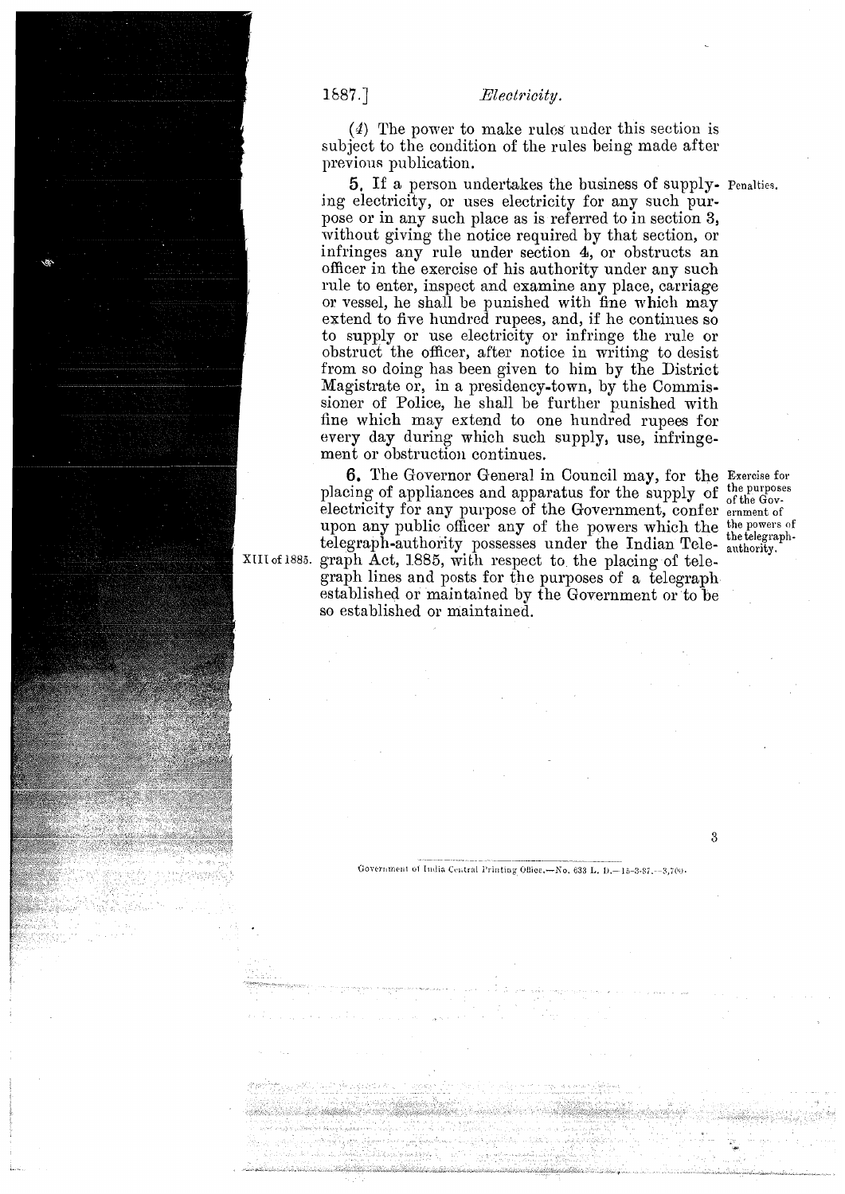(4) The power to make rules under this section is subject to the condition of the rules being made after previous publication.

**5.** If a person undertakes the business of supplying electricity, or uses electricity for any such purpose or in any such place as is referred to in section 3, without giving the notice required by that section, or infringes any rule under section 4, or obstructs an officer in the exercise of his authority under any such rule to enter, inspect and examine any place, carriage or vessel, he shall be punished with fine which may extend to five hundred rupees, and, if he continues so to supply or use electricity or infringe the rule or obstruct the officer, after notice in writing to desist from so doing has been given to him by the District Magistrate or, in a presidency-town, by the Commissioner of Police, he shall be further punished with fine which may extend to one hundred rupees for every day during which such supply, use, infringement or obstruction continues.

Penalties.

**6.** The Governor General in Council may, for the placing of appliances and apparatus for the supply of electricity for any purpose of the Government, confer upon any public officer any of the powers which the telegraph-authority possesses under the Indian Telegraph Act, 1885, with respect to the placing of telegraph lines and posts for the purposes of a telegraph established or maintained by the Government or to be so established or maintained.

Exercise for the purposes of the Government of the powers of the telegraph-authority.

XIII of 1885.

Government of India Central Printing Office.—No. 633 L. D.—15-3-87.—3,700.